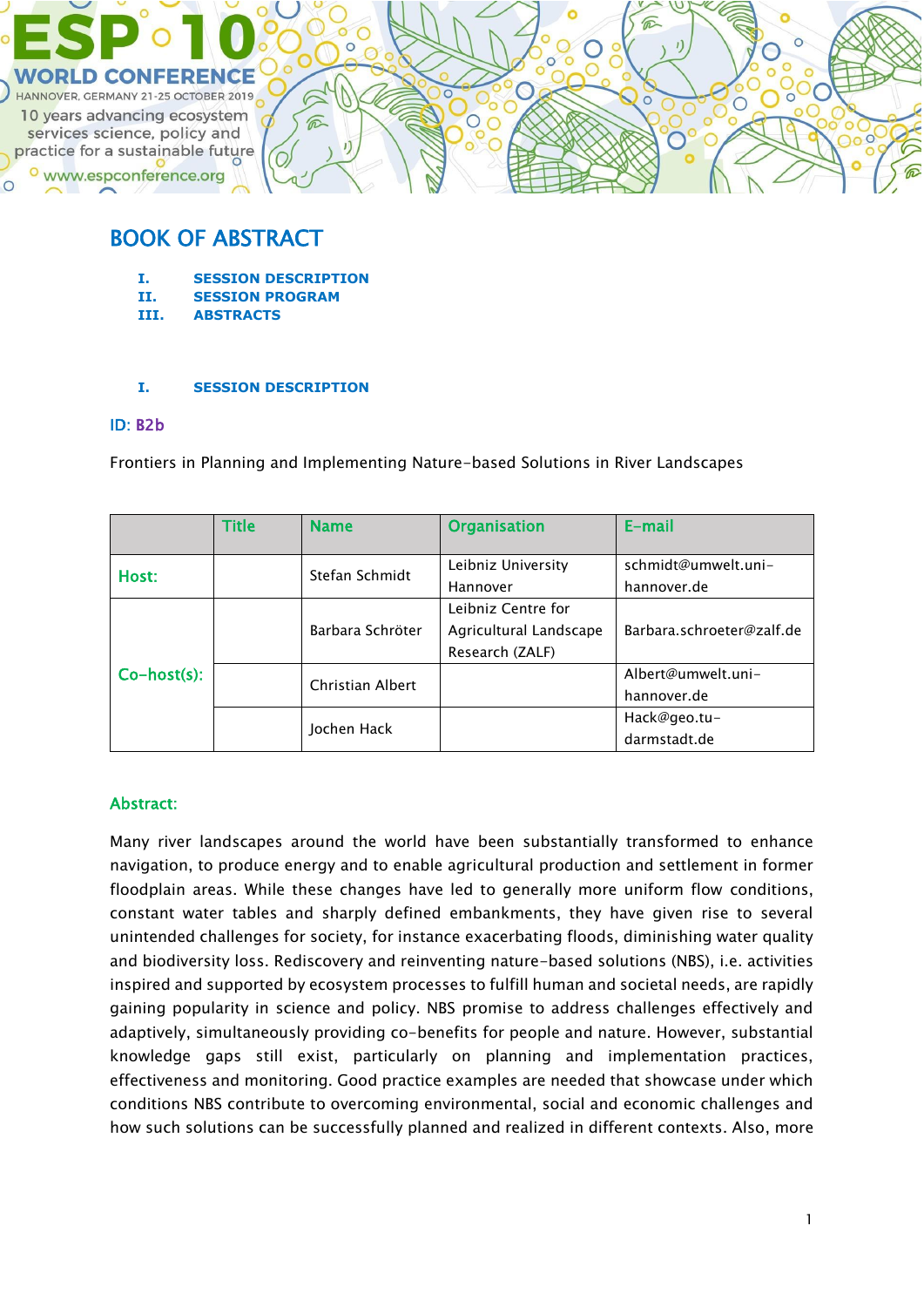ESP 10 WORLD CONFERENCE

HANNOVER, GERMANY 21-25 OCTOBER 2019

10 years advancing ecosystem services science, policy and practice for a sustainable future

www.espconference.org

# BOOK OF ABSTRACT

I. SESSION DESCRIPTION
II. SESSION PROGRAM
III. ABSTRACTS

## I. SESSION DESCRIPTION

ID: B2b

Frontiers in Planning and Implementing Nature-based Solutions in River Landscapes

| | Title | Name | Organisation | E-mail |
|---|---|---|---|---|
| Host: | | Stefan Schmidt | Leibniz University Hannover | schmidt@umwelt.uni-hannover.de |
| Co-host(s): | | Barbara Schröter | Leibniz Centre for Agricultural Landscape Research (ZALF) | Barbara.schroeter@zalf.de |
| | | Christian Albert | | Albert@umwelt.uni-hannover.de |
| | | Jochen Hack | | Hack@geo.tu-darmstadt.de |

### Abstract:

Many river landscapes around the world have been substantially transformed to enhance navigation, to produce energy and to enable agricultural production and settlement in former floodplain areas. While these changes have led to generally more uniform flow conditions, constant water tables and sharply defined embankments, they have given rise to several unintended challenges for society, for instance exacerbating floods, diminishing water quality and biodiversity loss. Rediscovery and reinventing nature-based solutions (NBS), i.e. activities inspired and supported by ecosystem processes to fulfill human and societal needs, are rapidly gaining popularity in science and policy. NBS promise to address challenges effectively and adaptively, simultaneously providing co-benefits for people and nature. However, substantial knowledge gaps still exist, particularly on planning and implementation practices, effectiveness and monitoring. Good practice examples are needed that showcase under which conditions NBS contribute to overcoming environmental, social and economic challenges and how such solutions can be successfully planned and realized in different contexts. Also, more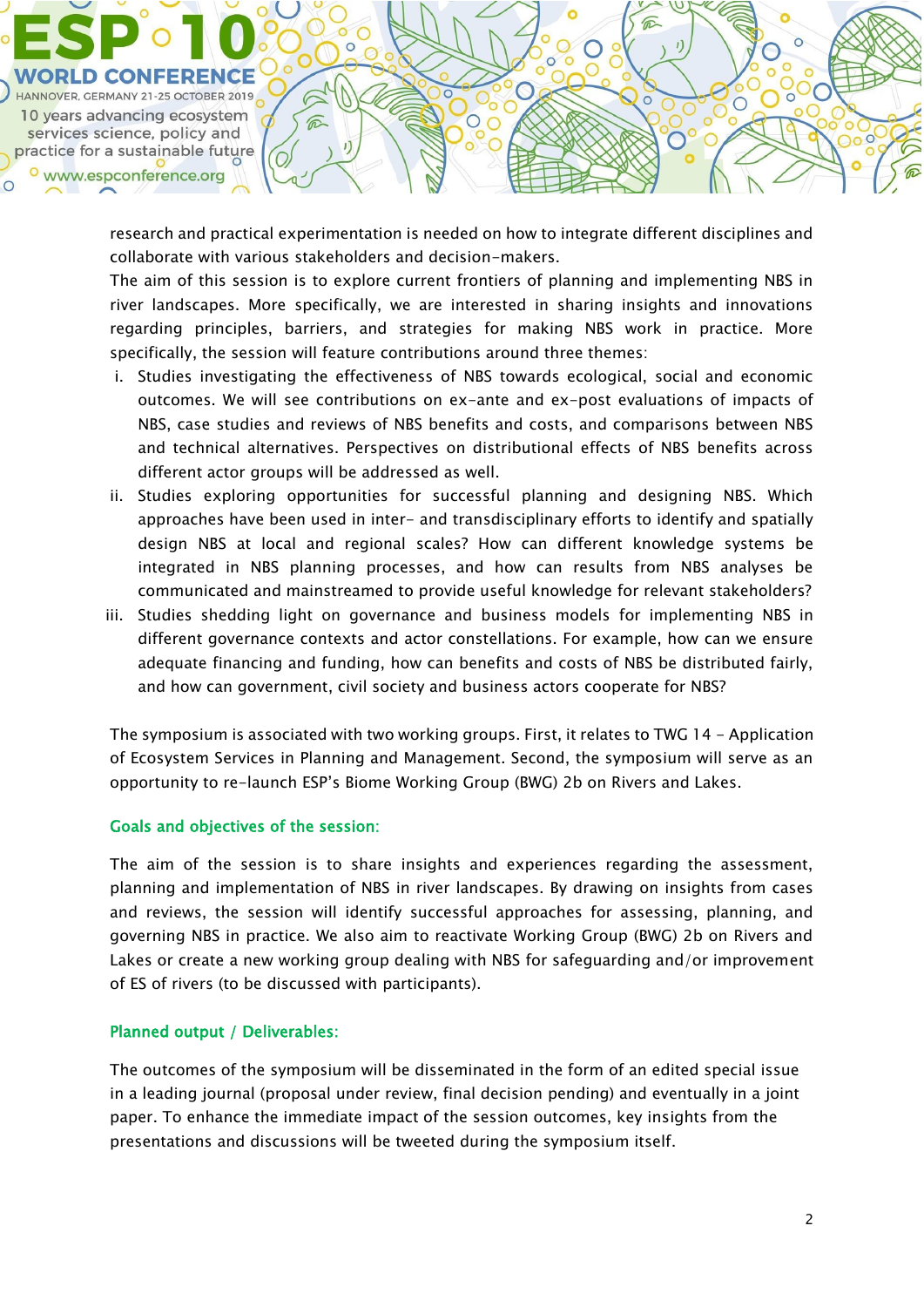research and practical experimentation is needed on how to integrate different disciplines and collaborate with various stakeholders and decision-makers.

The aim of this session is to explore current frontiers of planning and implementing NBS in river landscapes. More specifically, we are interested in sharing insights and innovations regarding principles, barriers, and strategies for making NBS work in practice. More specifically, the session will feature contributions around three themes:

i. Studies investigating the effectiveness of NBS towards ecological, social and economic outcomes. We will see contributions on ex-ante and ex-post evaluations of impacts of NBS, case studies and reviews of NBS benefits and costs, and comparisons between NBS and technical alternatives. Perspectives on distributional effects of NBS benefits across different actor groups will be addressed as well.
ii. Studies exploring opportunities for successful planning and designing NBS. Which approaches have been used in inter- and transdisciplinary efforts to identify and spatially design NBS at local and regional scales? How can different knowledge systems be integrated in NBS planning processes, and how can results from NBS analyses be communicated and mainstreamed to provide useful knowledge for relevant stakeholders?
iii. Studies shedding light on governance and business models for implementing NBS in different governance contexts and actor constellations. For example, how can we ensure adequate financing and funding, how can benefits and costs of NBS be distributed fairly, and how can government, civil society and business actors cooperate for NBS?

The symposium is associated with two working groups. First, it relates to TWG 14 - Application of Ecosystem Services in Planning and Management. Second, the symposium will serve as an opportunity to re-launch ESP's Biome Working Group (BWG) 2b on Rivers and Lakes.

## Goals and objectives of the session:

The aim of the session is to share insights and experiences regarding the assessment, planning and implementation of NBS in river landscapes. By drawing on insights from cases and reviews, the session will identify successful approaches for assessing, planning, and governing NBS in practice. We also aim to reactivate Working Group (BWG) 2b on Rivers and Lakes or create a new working group dealing with NBS for safeguarding and/or improvement of ES of rivers (to be discussed with participants).

## Planned output / Deliverables:

The outcomes of the symposium will be disseminated in the form of an edited special issue in a leading journal (proposal under review, final decision pending) and eventually in a joint paper. To enhance the immediate impact of the session outcomes, key insights from the presentations and discussions will be tweeted during the symposium itself.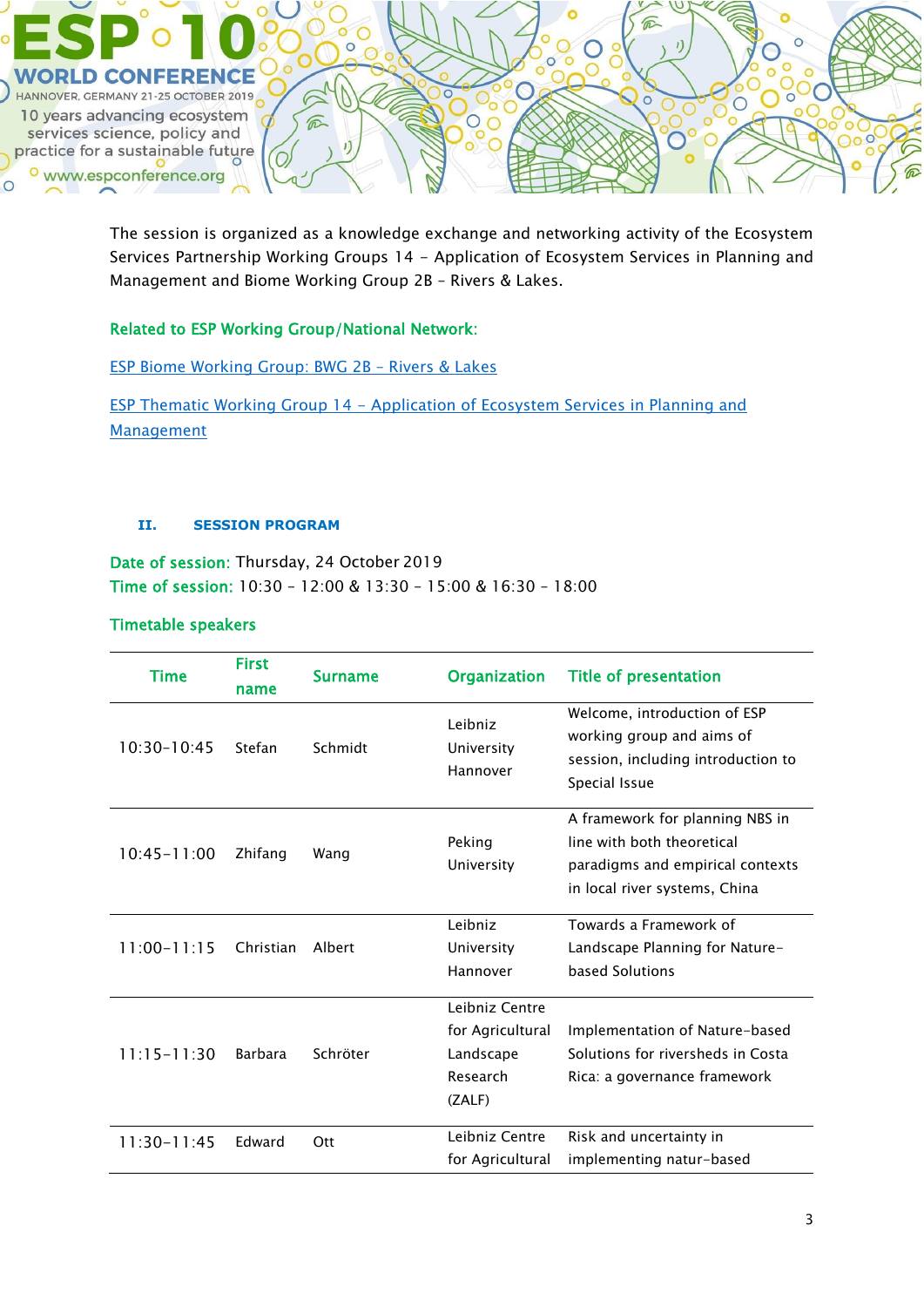The session is organized as a knowledge exchange and networking activity of the Ecosystem Services Partnership Working Groups 14 – Application of Ecosystem Services in Planning and Management and Biome Working Group 2B – Rivers & Lakes.

**Related to ESP Working Group/National Network:**

[ESP Biome Working Group: BWG 2B – Rivers & Lakes]

[ESP Thematic Working Group 14 – Application of Ecosystem Services in Planning and Management]

## II. SESSION PROGRAM

**Date of session:** Thursday, 24 October 2019
**Time of session:** 10:30 – 12:00 & 13:30 – 15:00 & 16:30 – 18:00

**Timetable speakers**

| Time | First name | Surname | Organization | Title of presentation |
|---|---|---|---|---|
| 10:30-10:45 | Stefan | Schmidt | Leibniz University Hannover | Welcome, introduction of ESP working group and aims of session, including introduction to Special Issue |
| 10:45-11:00 | Zhifang | Wang | Peking University | A framework for planning NBS in line with both theoretical paradigms and empirical contexts in local river systems, China |
| 11:00-11:15 | Christian | Albert | Leibniz University Hannover | Towards a Framework of Landscape Planning for Nature-based Solutions |
| 11:15-11:30 | Barbara | Schröter | Leibniz Centre for Agricultural Landscape Research (ZALF) | Implementation of Nature-based Solutions for riversheds in Costa Rica: a governance framework |
| 11:30-11:45 | Edward | Ott | Leibniz Centre for Agricultural | Risk and uncertainty in implementing natur-based |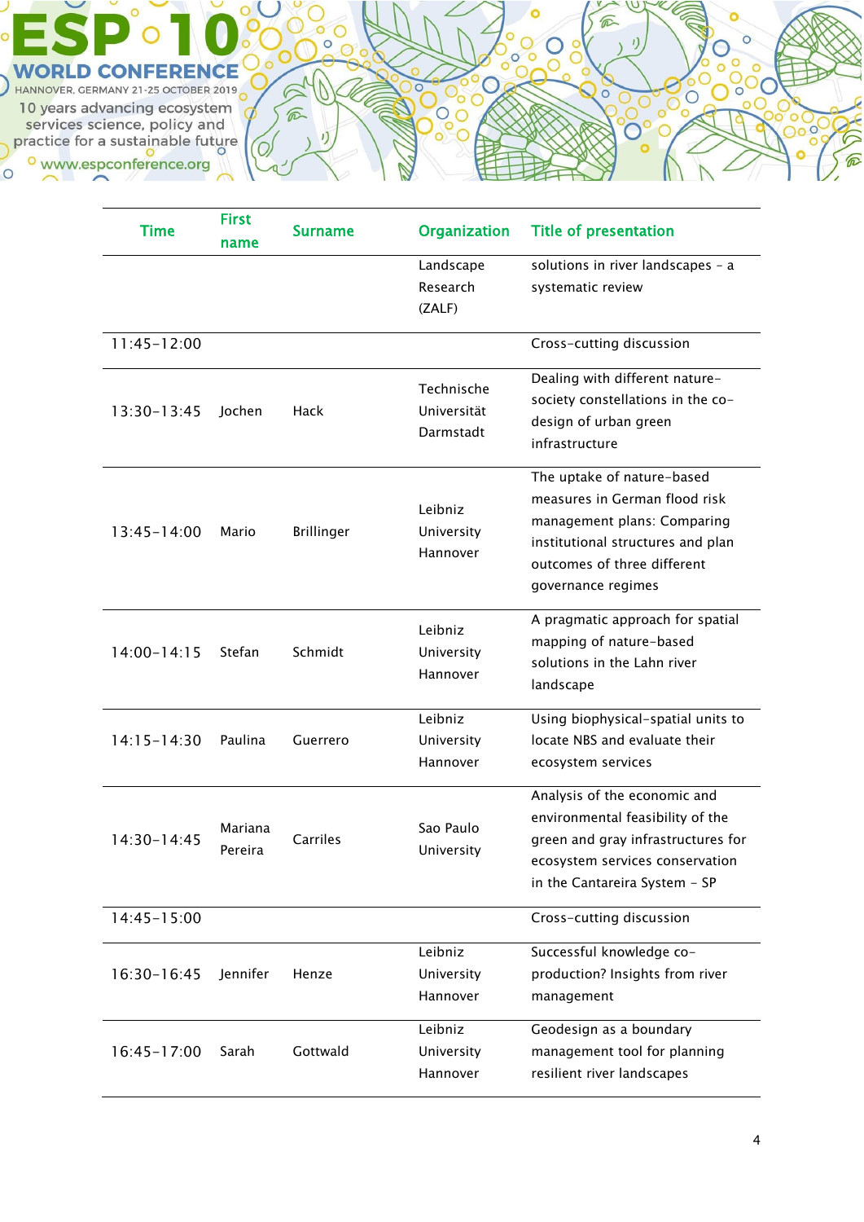| Time | First name | Surname | Organization | Title of presentation |
|---|---|---|---|---|
| | | | Landscape Research (ZALF) | solutions in river landscapes – a systematic review |
| 11:45-12:00 | | | | Cross-cutting discussion |
| 13:30-13:45 | Jochen | Hack | Technische Universität Darmstadt | Dealing with different nature-society constellations in the co-design of urban green infrastructure |
| 13:45-14:00 | Mario | Brillinger | Leibniz University Hannover | The uptake of nature-based measures in German flood risk management plans: Comparing institutional structures and plan outcomes of three different governance regimes |
| 14:00-14:15 | Stefan | Schmidt | Leibniz University Hannover | A pragmatic approach for spatial mapping of nature-based solutions in the Lahn river landscape |
| 14:15-14:30 | Paulina | Guerrero | Leibniz University Hannover | Using biophysical-spatial units to locate NBS and evaluate their ecosystem services |
| 14:30-14:45 | Mariana Pereira | Carriles | Sao Paulo University | Analysis of the economic and environmental feasibility of the green and gray infrastructures for ecosystem services conservation in the Cantareira System – SP |
| 14:45-15:00 | | | | Cross-cutting discussion |
| 16:30-16:45 | Jennifer | Henze | Leibniz University Hannover | Successful knowledge co-production? Insights from river management |
| 16:45-17:00 | Sarah | Gottwald | Leibniz University Hannover | Geodesign as a boundary management tool for planning resilient river landscapes |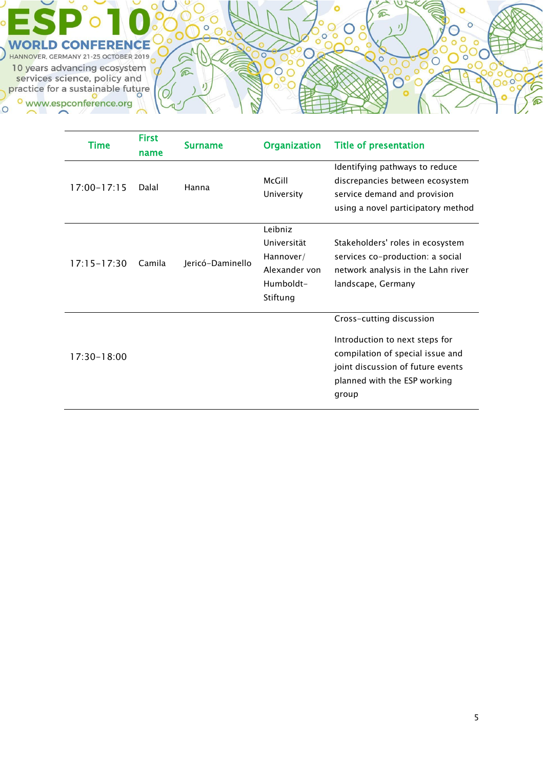| Time | First name | Surname | Organization | Title of presentation |
|---|---|---|---|---|
| 17:00–17:15 | Dalal | Hanna | McGill University | Identifying pathways to reduce discrepancies between ecosystem service demand and provision using a novel participatory method |
| 17:15–17:30 | Camila | Jericó-Daminello | Leibniz Universität Hannover/ Alexander von Humboldt-Stiftung | Stakeholders' roles in ecosystem services co-production: a social network analysis in the Lahn river landscape, Germany |
| 17:30–18:00 | | | | Cross-cutting discussion<br><br>Introduction to next steps for compilation of special issue and joint discussion of future events planned with the ESP working group |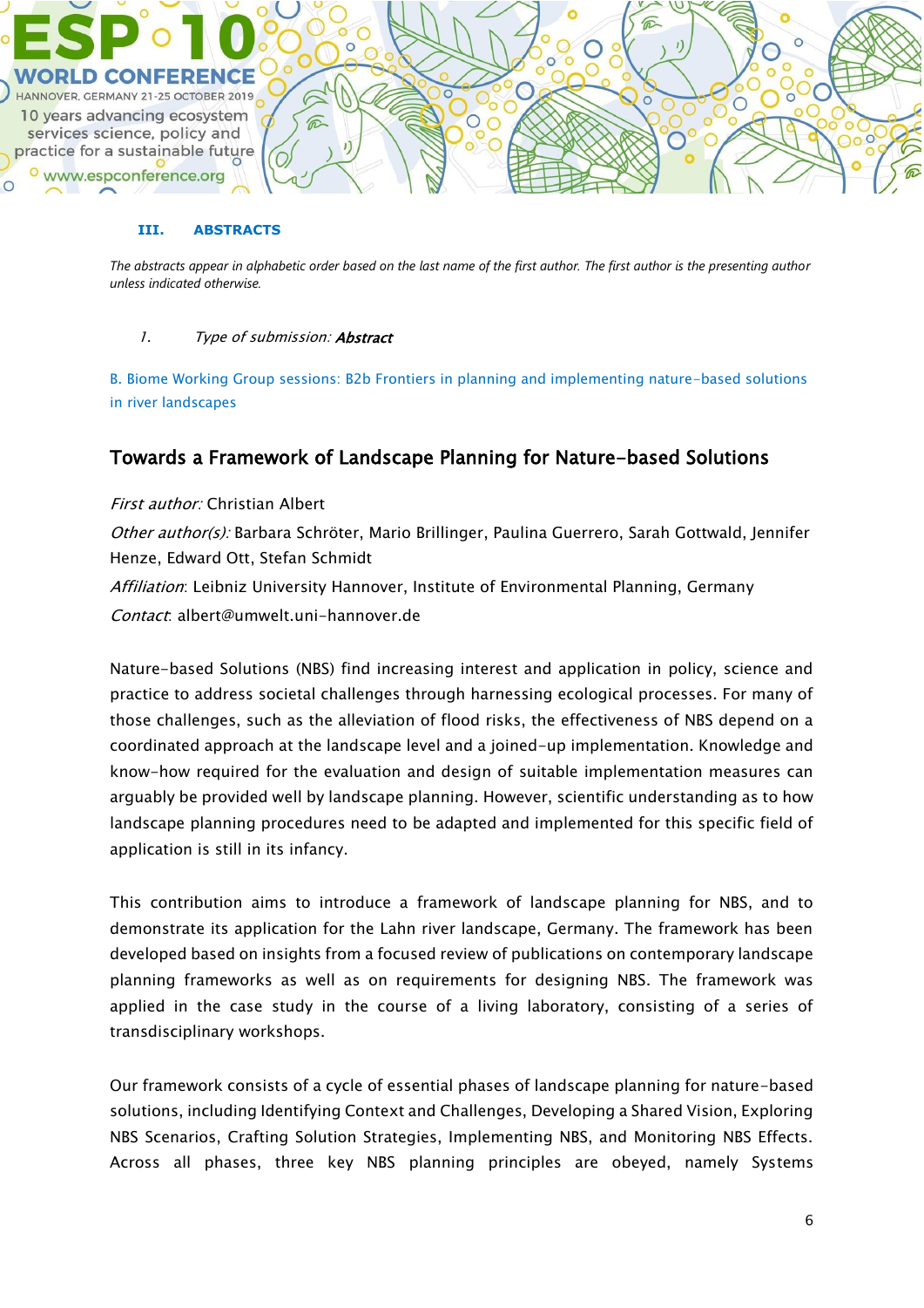### III. ABSTRACTS

*The abstracts appear in alphabetic order based on the last name of the first author. The first author is the presenting author unless indicated otherwise.*

1. *Type of submission:* ***Abstract***

B. Biome Working Group sessions: B2b Frontiers in planning and implementing nature-based solutions in river landscapes

## Towards a Framework of Landscape Planning for Nature-based Solutions

*First author:* Christian Albert

*Other author(s):* Barbara Schröter, Mario Brillinger, Paulina Guerrero, Sarah Gottwald, Jennifer Henze, Edward Ott, Stefan Schmidt

*Affiliation*: Leibniz University Hannover, Institute of Environmental Planning, Germany

*Contact*: albert@umwelt.uni-hannover.de

Nature-based Solutions (NBS) find increasing interest and application in policy, science and practice to address societal challenges through harnessing ecological processes. For many of those challenges, such as the alleviation of flood risks, the effectiveness of NBS depend on a coordinated approach at the landscape level and a joined-up implementation. Knowledge and know-how required for the evaluation and design of suitable implementation measures can arguably be provided well by landscape planning. However, scientific understanding as to how landscape planning procedures need to be adapted and implemented for this specific field of application is still in its infancy.

This contribution aims to introduce a framework of landscape planning for NBS, and to demonstrate its application for the Lahn river landscape, Germany. The framework has been developed based on insights from a focused review of publications on contemporary landscape planning frameworks as well as on requirements for designing NBS. The framework was applied in the case study in the course of a living laboratory, consisting of a series of transdisciplinary workshops.

Our framework consists of a cycle of essential phases of landscape planning for nature-based solutions, including Identifying Context and Challenges, Developing a Shared Vision, Exploring NBS Scenarios, Crafting Solution Strategies, Implementing NBS, and Monitoring NBS Effects. Across all phases, three key NBS planning principles are obeyed, namely Systems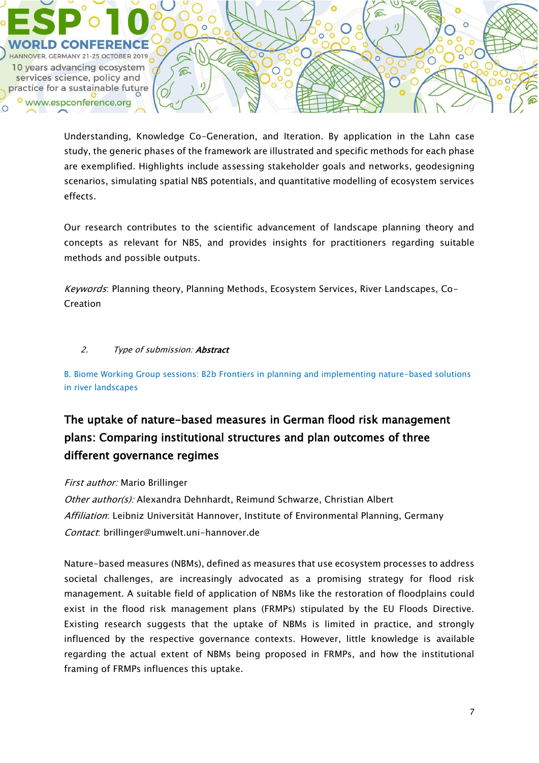Understanding, Knowledge Co-Generation, and Iteration. By application in the Lahn case study, the generic phases of the framework are illustrated and specific methods for each phase are exemplified. Highlights include assessing stakeholder goals and networks, geodesigning scenarios, simulating spatial NBS potentials, and quantitative modelling of ecosystem services effects.

Our research contributes to the scientific advancement of landscape planning theory and concepts as relevant for NBS, and provides insights for practitioners regarding suitable methods and possible outputs.

*Keywords*: Planning theory, Planning Methods, Ecosystem Services, River Landscapes, Co-Creation

2. *Type of submission:* ***Abstract***

B. Biome Working Group sessions: B2b Frontiers in planning and implementing nature-based solutions in river landscapes

## The uptake of nature-based measures in German flood risk management plans: Comparing institutional structures and plan outcomes of three different governance regimes

*First author:* Mario Brillinger
*Other author(s):* Alexandra Dehnhardt, Reimund Schwarze, Christian Albert
*Affiliation*: Leibniz Universität Hannover, Institute of Environmental Planning, Germany
*Contact*: brillinger@umwelt.uni-hannover.de

Nature-based measures (NBMs), defined as measures that use ecosystem processes to address societal challenges, are increasingly advocated as a promising strategy for flood risk management. A suitable field of application of NBMs like the restoration of floodplains could exist in the flood risk management plans (FRMPs) stipulated by the EU Floods Directive. Existing research suggests that the uptake of NBMs is limited in practice, and strongly influenced by the respective governance contexts. However, little knowledge is available regarding the actual extent of NBMs being proposed in FRMPs, and how the institutional framing of FRMPs influences this uptake.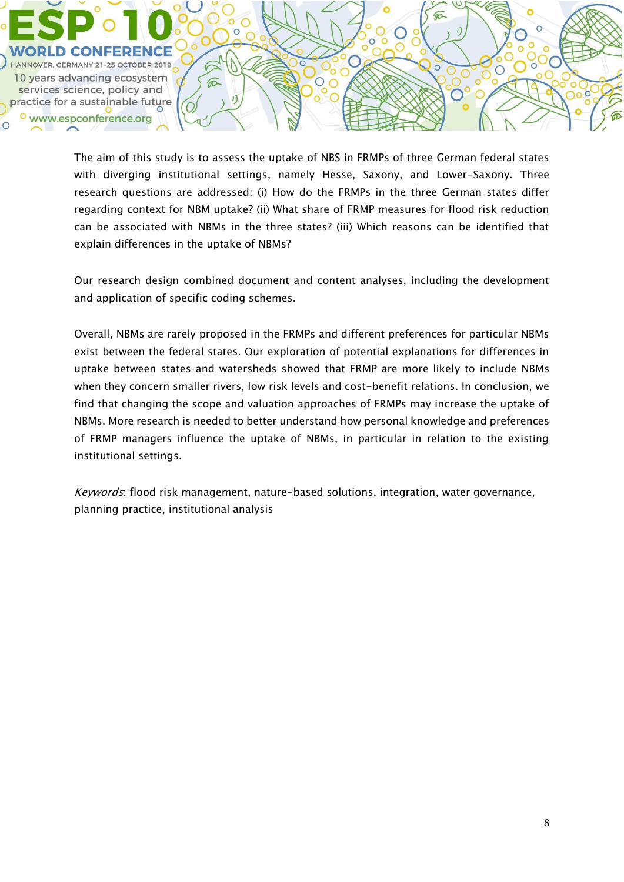The aim of this study is to assess the uptake of NBS in FRMPs of three German federal states with diverging institutional settings, namely Hesse, Saxony, and Lower-Saxony. Three research questions are addressed: (i) How do the FRMPs in the three German states differ regarding context for NBM uptake? (ii) What share of FRMP measures for flood risk reduction can be associated with NBMs in the three states? (iii) Which reasons can be identified that explain differences in the uptake of NBMs?

Our research design combined document and content analyses, including the development and application of specific coding schemes.

Overall, NBMs are rarely proposed in the FRMPs and different preferences for particular NBMs exist between the federal states. Our exploration of potential explanations for differences in uptake between states and watersheds showed that FRMP are more likely to include NBMs when they concern smaller rivers, low risk levels and cost-benefit relations. In conclusion, we find that changing the scope and valuation approaches of FRMPs may increase the uptake of NBMs. More research is needed to better understand how personal knowledge and preferences of FRMP managers influence the uptake of NBMs, in particular in relation to the existing institutional settings.

*Keywords*: flood risk management, nature-based solutions, integration, water governance, planning practice, institutional analysis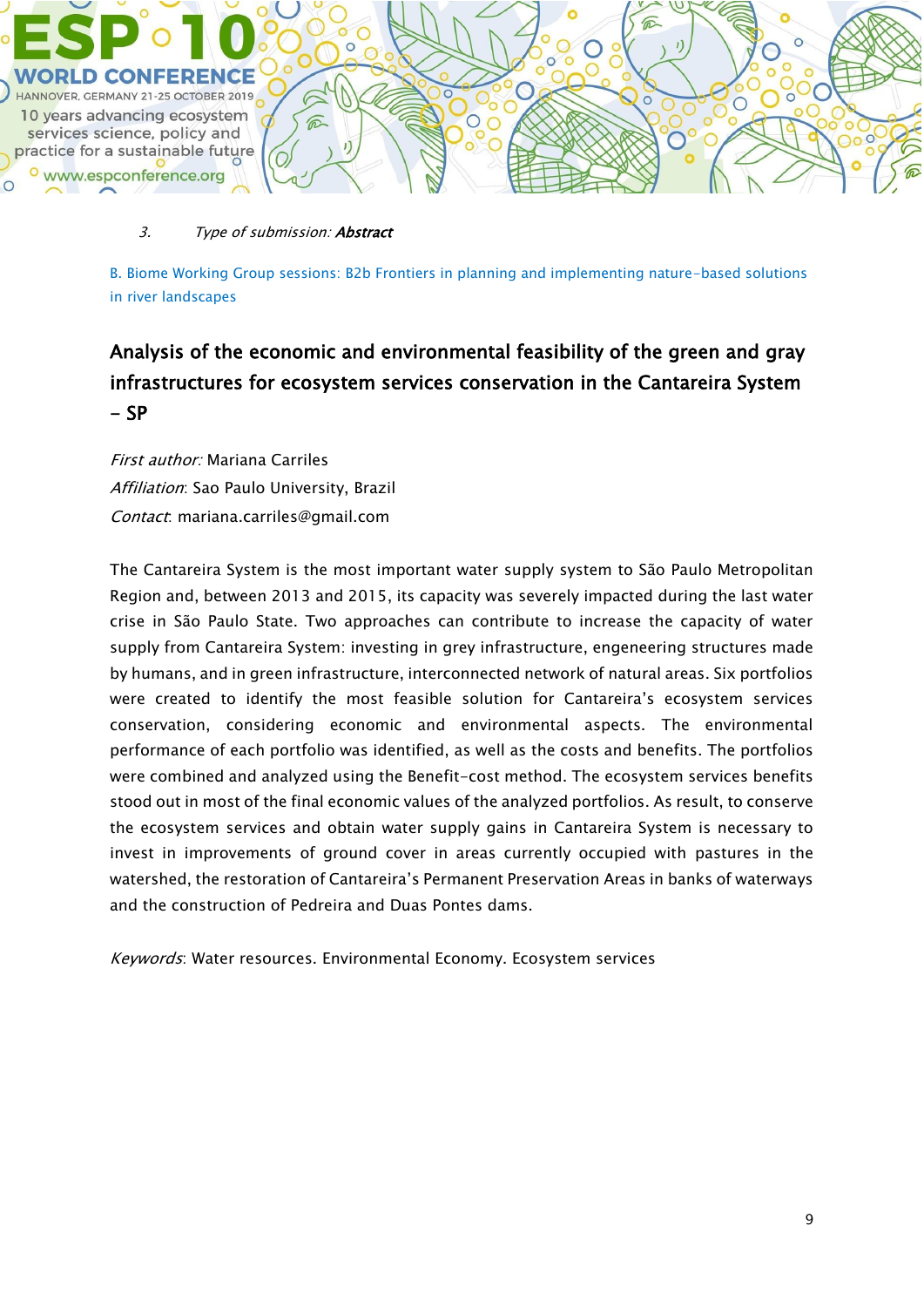3. *Type of submission:* ***Abstract***

B. Biome Working Group sessions: B2b Frontiers in planning and implementing nature-based solutions in river landscapes

## Analysis of the economic and environmental feasibility of the green and gray infrastructures for ecosystem services conservation in the Cantareira System – SP

*First author:* Mariana Carriles
*Affiliation*: Sao Paulo University, Brazil
*Contact*: mariana.carriles@gmail.com

The Cantareira System is the most important water supply system to São Paulo Metropolitan Region and, between 2013 and 2015, its capacity was severely impacted during the last water crise in São Paulo State. Two approaches can contribute to increase the capacity of water supply from Cantareira System: investing in grey infrastructure, engeneering structures made by humans, and in green infrastructure, interconnected network of natural areas. Six portfolios were created to identify the most feasible solution for Cantareira's ecosystem services conservation, considering economic and environmental aspects. The environmental performance of each portfolio was identified, as well as the costs and benefits. The portfolios were combined and analyzed using the Benefit-cost method. The ecosystem services benefits stood out in most of the final economic values of the analyzed portfolios. As result, to conserve the ecosystem services and obtain water supply gains in Cantareira System is necessary to invest in improvements of ground cover in areas currently occupied with pastures in the watershed, the restoration of Cantareira's Permanent Preservation Areas in banks of waterways and the construction of Pedreira and Duas Pontes dams.

*Keywords*: Water resources. Environmental Economy. Ecosystem services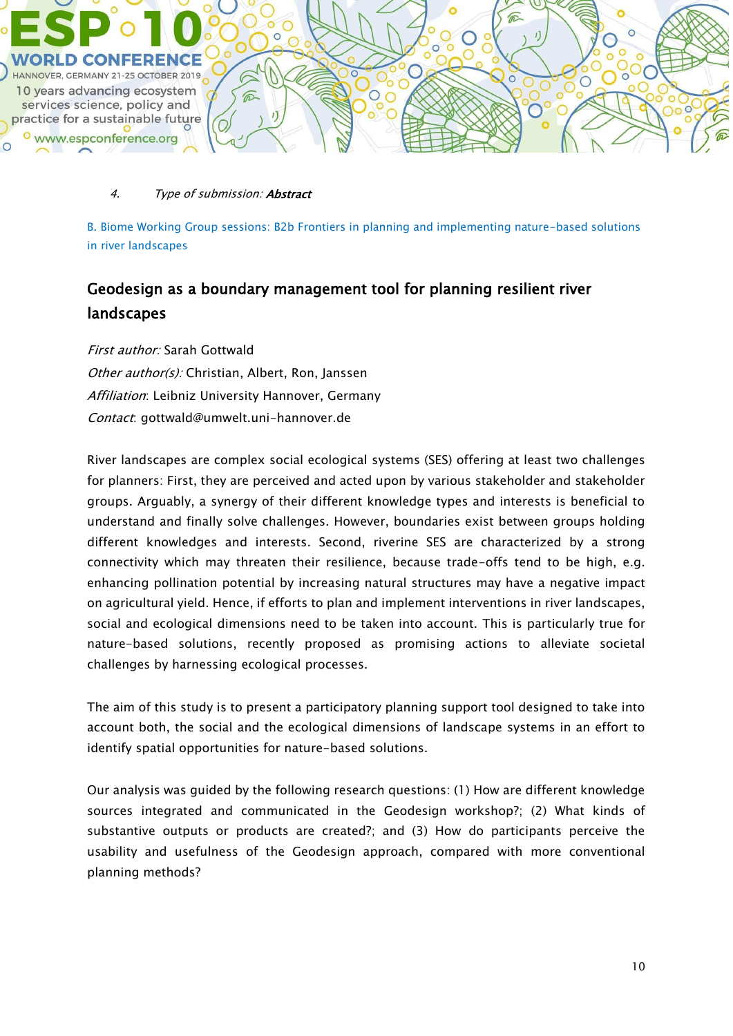4. *Type of submission:* ***Abstract***

B. Biome Working Group sessions: B2b Frontiers in planning and implementing nature-based solutions in river landscapes

## Geodesign as a boundary management tool for planning resilient river landscapes

*First author:* Sarah Gottwald
*Other author(s):* Christian, Albert, Ron, Janssen
*Affiliation*: Leibniz University Hannover, Germany
*Contact*: gottwald@umwelt.uni-hannover.de

River landscapes are complex social ecological systems (SES) offering at least two challenges for planners: First, they are perceived and acted upon by various stakeholder and stakeholder groups. Arguably, a synergy of their different knowledge types and interests is beneficial to understand and finally solve challenges. However, boundaries exist between groups holding different knowledges and interests. Second, riverine SES are characterized by a strong connectivity which may threaten their resilience, because trade-offs tend to be high, e.g. enhancing pollination potential by increasing natural structures may have a negative impact on agricultural yield. Hence, if efforts to plan and implement interventions in river landscapes, social and ecological dimensions need to be taken into account. This is particularly true for nature-based solutions, recently proposed as promising actions to alleviate societal challenges by harnessing ecological processes.

The aim of this study is to present a participatory planning support tool designed to take into account both, the social and the ecological dimensions of landscape systems in an effort to identify spatial opportunities for nature-based solutions.

Our analysis was guided by the following research questions: (1) How are different knowledge sources integrated and communicated in the Geodesign workshop?; (2) What kinds of substantive outputs or products are created?; and (3) How do participants perceive the usability and usefulness of the Geodesign approach, compared with more conventional planning methods?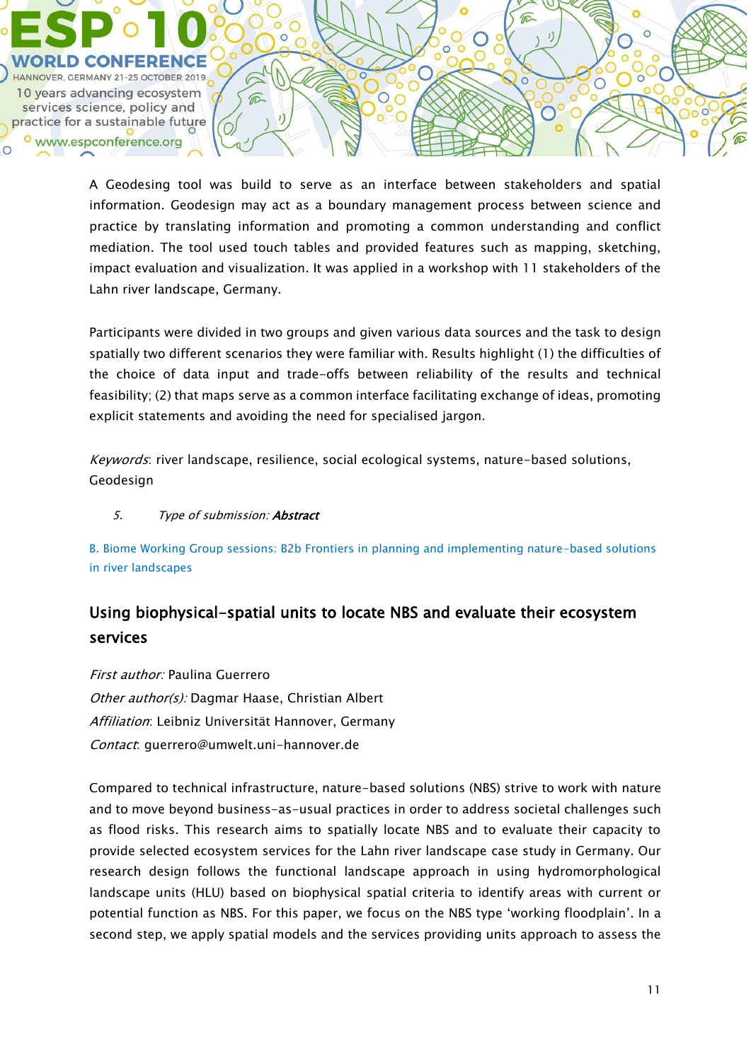A Geodesing tool was build to serve as an interface between stakeholders and spatial information. Geodesign may act as a boundary management process between science and practice by translating information and promoting a common understanding and conflict mediation. The tool used touch tables and provided features such as mapping, sketching, impact evaluation and visualization. It was applied in a workshop with 11 stakeholders of the Lahn river landscape, Germany.

Participants were divided in two groups and given various data sources and the task to design spatially two different scenarios they were familiar with. Results highlight (1) the difficulties of the choice of data input and trade-offs between reliability of the results and technical feasibility; (2) that maps serve as a common interface facilitating exchange of ideas, promoting explicit statements and avoiding the need for specialised jargon.

*Keywords*: river landscape, resilience, social ecological systems, nature-based solutions, Geodesign

5. *Type of submission:* ***Abstract***

B. Biome Working Group sessions: B2b Frontiers in planning and implementing nature-based solutions in river landscapes

## Using biophysical-spatial units to locate NBS and evaluate their ecosystem services

*First author:* Paulina Guerrero
*Other author(s):* Dagmar Haase, Christian Albert
*Affiliation*: Leibniz Universität Hannover, Germany
*Contact*: guerrero@umwelt.uni-hannover.de

Compared to technical infrastructure, nature-based solutions (NBS) strive to work with nature and to move beyond business-as-usual practices in order to address societal challenges such as flood risks. This research aims to spatially locate NBS and to evaluate their capacity to provide selected ecosystem services for the Lahn river landscape case study in Germany. Our research design follows the functional landscape approach in using hydromorphological landscape units (HLU) based on biophysical spatial criteria to identify areas with current or potential function as NBS. For this paper, we focus on the NBS type 'working floodplain'. In a second step, we apply spatial models and the services providing units approach to assess the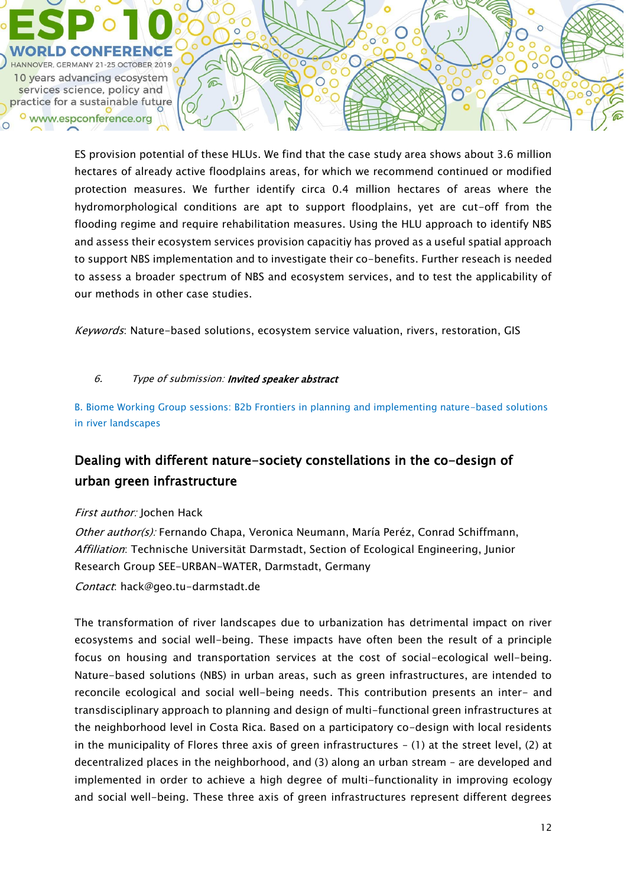ES provision potential of these HLUs. We find that the case study area shows about 3.6 million hectares of already active floodplains areas, for which we recommend continued or modified protection measures. We further identify circa 0.4 million hectares of areas where the hydromorphological conditions are apt to support floodplains, yet are cut-off from the flooding regime and require rehabilitation measures. Using the HLU approach to identify NBS and assess their ecosystem services provision capacitiy has proved as a useful spatial approach to support NBS implementation and to investigate their co-benefits. Further reseach is needed to assess a broader spectrum of NBS and ecosystem services, and to test the applicability of our methods in other case studies.

*Keywords*: Nature-based solutions, ecosystem service valuation, rivers, restoration, GIS

6. *Type of submission:* ***Invited speaker abstract***

B. Biome Working Group sessions: B2b Frontiers in planning and implementing nature-based solutions in river landscapes

## Dealing with different nature-society constellations in the co-design of urban green infrastructure

*First author:* Jochen Hack

*Other author(s):* Fernando Chapa, Veronica Neumann, María Peréz, Conrad Schiffmann,
*Affiliation*: Technische Universität Darmstadt, Section of Ecological Engineering, Junior Research Group SEE-URBAN-WATER, Darmstadt, Germany

*Contact*: hack@geo.tu-darmstadt.de

The transformation of river landscapes due to urbanization has detrimental impact on river ecosystems and social well-being. These impacts have often been the result of a principle focus on housing and transportation services at the cost of social-ecological well-being. Nature-based solutions (NBS) in urban areas, such as green infrastructures, are intended to reconcile ecological and social well-being needs. This contribution presents an inter- and transdisciplinary approach to planning and design of multi-functional green infrastructures at the neighborhood level in Costa Rica. Based on a participatory co-design with local residents in the municipality of Flores three axis of green infrastructures – (1) at the street level, (2) at decentralized places in the neighborhood, and (3) along an urban stream – are developed and implemented in order to achieve a high degree of multi-functionality in improving ecology and social well-being. These three axis of green infrastructures represent different degrees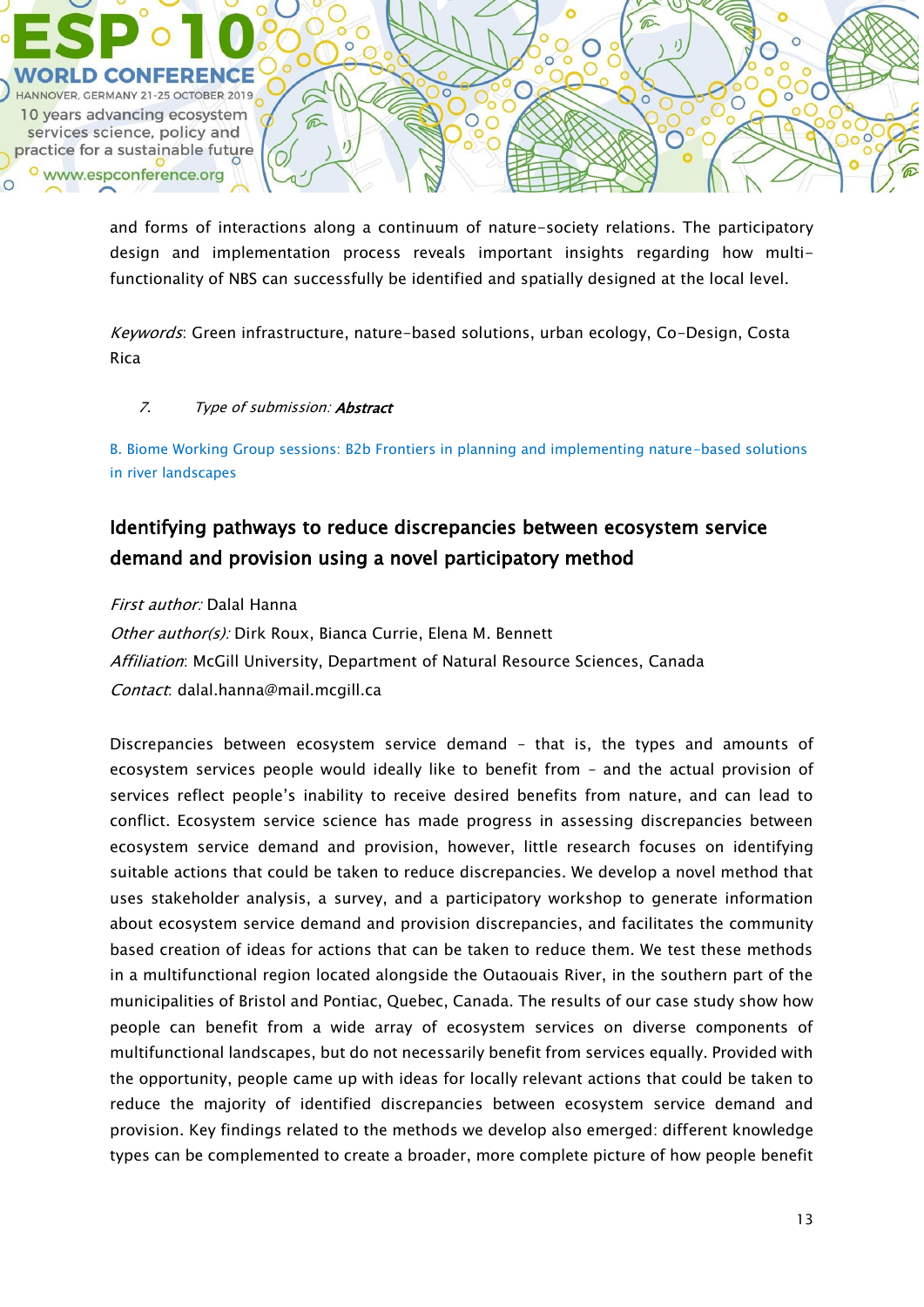and forms of interactions along a continuum of nature-society relations. The participatory design and implementation process reveals important insights regarding how multi-functionality of NBS can successfully be identified and spatially designed at the local level.

*Keywords*: Green infrastructure, nature-based solutions, urban ecology, Co-Design, Costa Rica

7. *Type of submission:* ***Abstract***

B. Biome Working Group sessions: B2b Frontiers in planning and implementing nature-based solutions in river landscapes

## Identifying pathways to reduce discrepancies between ecosystem service demand and provision using a novel participatory method

*First author:* Dalal Hanna
*Other author(s):* Dirk Roux, Bianca Currie, Elena M. Bennett
*Affiliation*: McGill University, Department of Natural Resource Sciences, Canada
*Contact*: dalal.hanna@mail.mcgill.ca

Discrepancies between ecosystem service demand – that is, the types and amounts of ecosystem services people would ideally like to benefit from – and the actual provision of services reflect people's inability to receive desired benefits from nature, and can lead to conflict. Ecosystem service science has made progress in assessing discrepancies between ecosystem service demand and provision, however, little research focuses on identifying suitable actions that could be taken to reduce discrepancies. We develop a novel method that uses stakeholder analysis, a survey, and a participatory workshop to generate information about ecosystem service demand and provision discrepancies, and facilitates the community based creation of ideas for actions that can be taken to reduce them. We test these methods in a multifunctional region located alongside the Outaouais River, in the southern part of the municipalities of Bristol and Pontiac, Quebec, Canada. The results of our case study show how people can benefit from a wide array of ecosystem services on diverse components of multifunctional landscapes, but do not necessarily benefit from services equally. Provided with the opportunity, people came up with ideas for locally relevant actions that could be taken to reduce the majority of identified discrepancies between ecosystem service demand and provision. Key findings related to the methods we develop also emerged: different knowledge types can be complemented to create a broader, more complete picture of how people benefit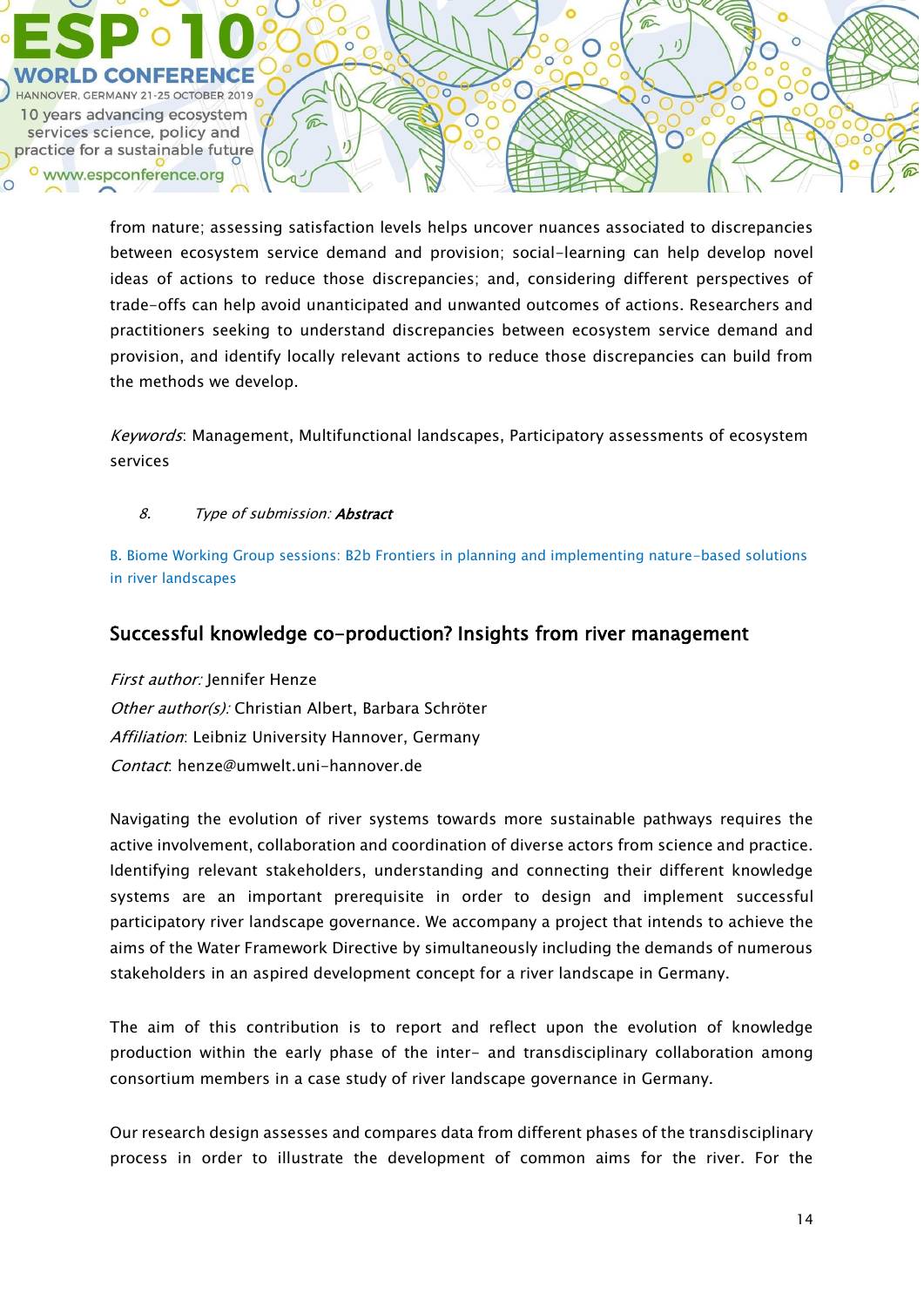from nature; assessing satisfaction levels helps uncover nuances associated to discrepancies between ecosystem service demand and provision; social-learning can help develop novel ideas of actions to reduce those discrepancies; and, considering different perspectives of trade-offs can help avoid unanticipated and unwanted outcomes of actions. Researchers and practitioners seeking to understand discrepancies between ecosystem service demand and provision, and identify locally relevant actions to reduce those discrepancies can build from the methods we develop.

*Keywords*: Management, Multifunctional landscapes, Participatory assessments of ecosystem services

8. *Type of submission:* ***Abstract***

B. Biome Working Group sessions: B2b Frontiers in planning and implementing nature-based solutions in river landscapes

## Successful knowledge co-production? Insights from river management

*First author:* Jennifer Henze
*Other author(s):* Christian Albert, Barbara Schröter
*Affiliation*: Leibniz University Hannover, Germany
*Contact*: henze@umwelt.uni-hannover.de

Navigating the evolution of river systems towards more sustainable pathways requires the active involvement, collaboration and coordination of diverse actors from science and practice. Identifying relevant stakeholders, understanding and connecting their different knowledge systems are an important prerequisite in order to design and implement successful participatory river landscape governance. We accompany a project that intends to achieve the aims of the Water Framework Directive by simultaneously including the demands of numerous stakeholders in an aspired development concept for a river landscape in Germany.

The aim of this contribution is to report and reflect upon the evolution of knowledge production within the early phase of the inter- and transdisciplinary collaboration among consortium members in a case study of river landscape governance in Germany.

Our research design assesses and compares data from different phases of the transdisciplinary process in order to illustrate the development of common aims for the river. For the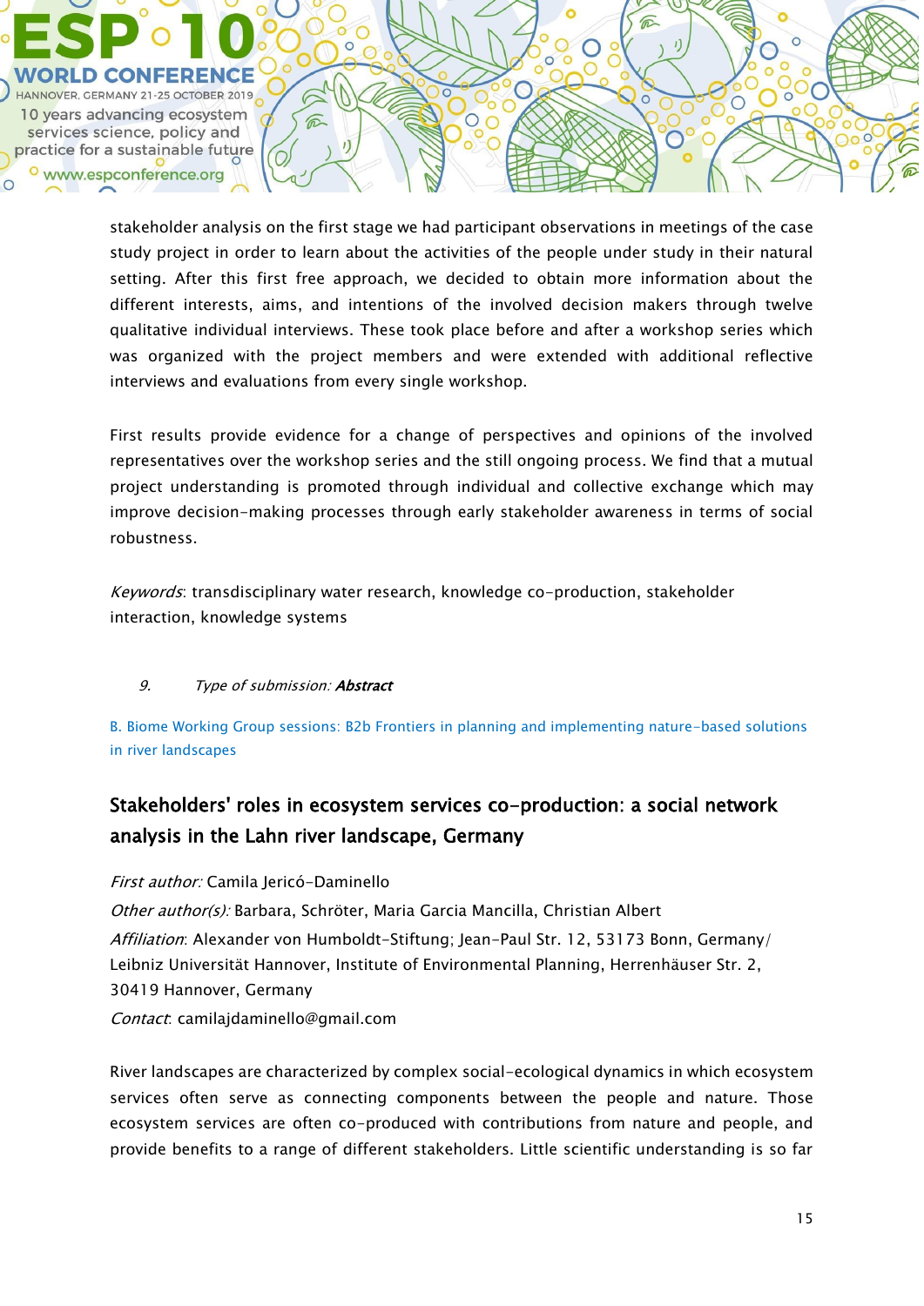stakeholder analysis on the first stage we had participant observations in meetings of the case study project in order to learn about the activities of the people under study in their natural setting. After this first free approach, we decided to obtain more information about the different interests, aims, and intentions of the involved decision makers through twelve qualitative individual interviews. These took place before and after a workshop series which was organized with the project members and were extended with additional reflective interviews and evaluations from every single workshop.

First results provide evidence for a change of perspectives and opinions of the involved representatives over the workshop series and the still ongoing process. We find that a mutual project understanding is promoted through individual and collective exchange which may improve decision-making processes through early stakeholder awareness in terms of social robustness.

*Keywords*: transdisciplinary water research, knowledge co-production, stakeholder interaction, knowledge systems

9. *Type of submission:* ***Abstract***

B. Biome Working Group sessions: B2b Frontiers in planning and implementing nature-based solutions in river landscapes

## Stakeholders' roles in ecosystem services co-production: a social network analysis in the Lahn river landscape, Germany

*First author:* Camila Jericó-Daminello

*Other author(s):* Barbara, Schröter, Maria Garcia Mancilla, Christian Albert

*Affiliation*: Alexander von Humboldt-Stiftung; Jean-Paul Str. 12, 53173 Bonn, Germany/ Leibniz Universität Hannover, Institute of Environmental Planning, Herrenhäuser Str. 2, 30419 Hannover, Germany

*Contact*: camilajdaminello@gmail.com

River landscapes are characterized by complex social-ecological dynamics in which ecosystem services often serve as connecting components between the people and nature. Those ecosystem services are often co-produced with contributions from nature and people, and provide benefits to a range of different stakeholders. Little scientific understanding is so far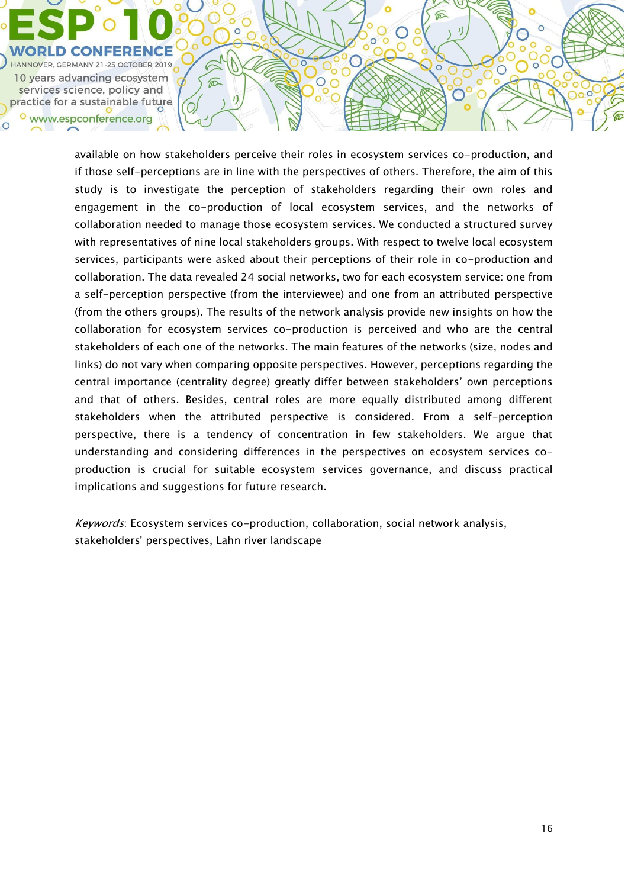available on how stakeholders perceive their roles in ecosystem services co-production, and if those self-perceptions are in line with the perspectives of others. Therefore, the aim of this study is to investigate the perception of stakeholders regarding their own roles and engagement in the co-production of local ecosystem services, and the networks of collaboration needed to manage those ecosystem services. We conducted a structured survey with representatives of nine local stakeholders groups. With respect to twelve local ecosystem services, participants were asked about their perceptions of their role in co-production and collaboration. The data revealed 24 social networks, two for each ecosystem service: one from a self-perception perspective (from the interviewee) and one from an attributed perspective (from the others groups). The results of the network analysis provide new insights on how the collaboration for ecosystem services co-production is perceived and who are the central stakeholders of each one of the networks. The main features of the networks (size, nodes and links) do not vary when comparing opposite perspectives. However, perceptions regarding the central importance (centrality degree) greatly differ between stakeholders' own perceptions and that of others. Besides, central roles are more equally distributed among different stakeholders when the attributed perspective is considered. From a self-perception perspective, there is a tendency of concentration in few stakeholders. We argue that understanding and considering differences in the perspectives on ecosystem services co-production is crucial for suitable ecosystem services governance, and discuss practical implications and suggestions for future research.

*Keywords*: Ecosystem services co-production, collaboration, social network analysis, stakeholders' perspectives, Lahn river landscape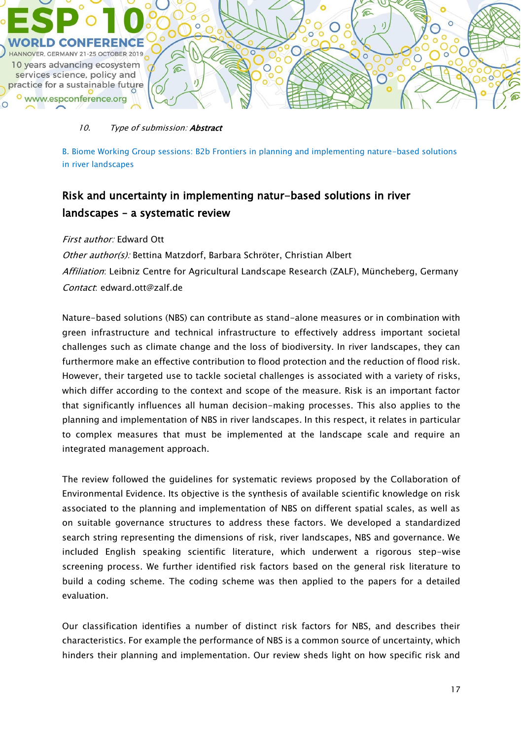*10. Type of submission:* ***Abstract***

B. Biome Working Group sessions: B2b Frontiers in planning and implementing nature-based solutions in river landscapes

## Risk and uncertainty in implementing natur-based solutions in river landscapes – a systematic review

*First author:* Edward Ott

*Other author(s):* Bettina Matzdorf, Barbara Schröter, Christian Albert

*Affiliation*: Leibniz Centre for Agricultural Landscape Research (ZALF), Müncheberg, Germany

*Contact*: edward.ott@zalf.de

Nature-based solutions (NBS) can contribute as stand-alone measures or in combination with green infrastructure and technical infrastructure to effectively address important societal challenges such as climate change and the loss of biodiversity. In river landscapes, they can furthermore make an effective contribution to flood protection and the reduction of flood risk. However, their targeted use to tackle societal challenges is associated with a variety of risks, which differ according to the context and scope of the measure. Risk is an important factor that significantly influences all human decision-making processes. This also applies to the planning and implementation of NBS in river landscapes. In this respect, it relates in particular to complex measures that must be implemented at the landscape scale and require an integrated management approach.

The review followed the guidelines for systematic reviews proposed by the Collaboration of Environmental Evidence. Its objective is the synthesis of available scientific knowledge on risk associated to the planning and implementation of NBS on different spatial scales, as well as on suitable governance structures to address these factors. We developed a standardized search string representing the dimensions of risk, river landscapes, NBS and governance. We included English speaking scientific literature, which underwent a rigorous step-wise screening process. We further identified risk factors based on the general risk literature to build a coding scheme. The coding scheme was then applied to the papers for a detailed evaluation.

Our classification identifies a number of distinct risk factors for NBS, and describes their characteristics. For example the performance of NBS is a common source of uncertainty, which hinders their planning and implementation. Our review sheds light on how specific risk and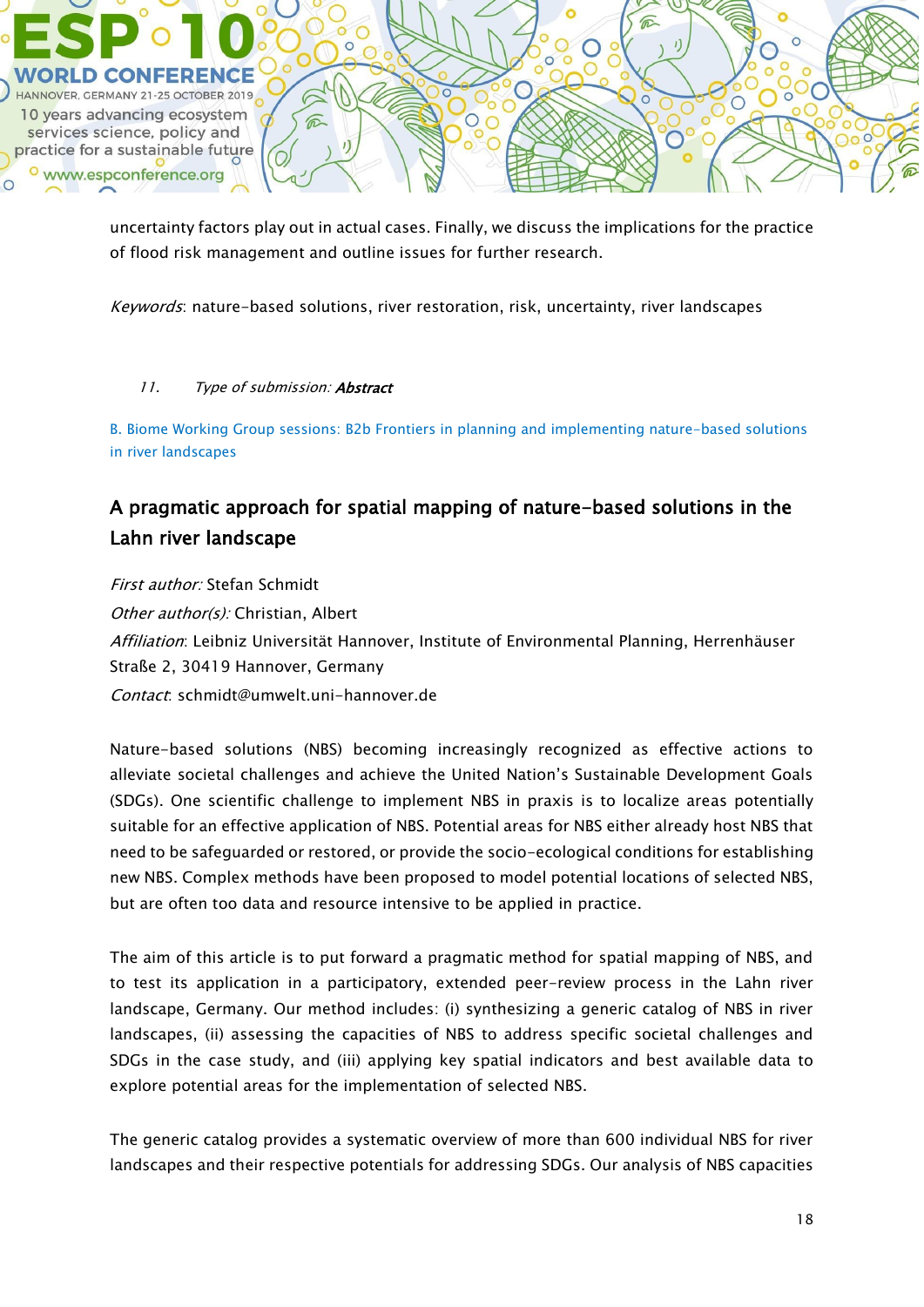uncertainty factors play out in actual cases. Finally, we discuss the implications for the practice of flood risk management and outline issues for further research.

*Keywords*: nature-based solutions, river restoration, risk, uncertainty, river landscapes

11. *Type of submission:* ***Abstract***

B. Biome Working Group sessions: B2b Frontiers in planning and implementing nature-based solutions in river landscapes

## A pragmatic approach for spatial mapping of nature-based solutions in the Lahn river landscape

*First author:* Stefan Schmidt

*Other author(s):* Christian, Albert

*Affiliation*: Leibniz Universität Hannover, Institute of Environmental Planning, Herrenhäuser Straße 2, 30419 Hannover, Germany

*Contact*: schmidt@umwelt.uni-hannover.de

Nature-based solutions (NBS) becoming increasingly recognized as effective actions to alleviate societal challenges and achieve the United Nation's Sustainable Development Goals (SDGs). One scientific challenge to implement NBS in praxis is to localize areas potentially suitable for an effective application of NBS. Potential areas for NBS either already host NBS that need to be safeguarded or restored, or provide the socio-ecological conditions for establishing new NBS. Complex methods have been proposed to model potential locations of selected NBS, but are often too data and resource intensive to be applied in practice.

The aim of this article is to put forward a pragmatic method for spatial mapping of NBS, and to test its application in a participatory, extended peer-review process in the Lahn river landscape, Germany. Our method includes: (i) synthesizing a generic catalog of NBS in river landscapes, (ii) assessing the capacities of NBS to address specific societal challenges and SDGs in the case study, and (iii) applying key spatial indicators and best available data to explore potential areas for the implementation of selected NBS.

The generic catalog provides a systematic overview of more than 600 individual NBS for river landscapes and their respective potentials for addressing SDGs. Our analysis of NBS capacities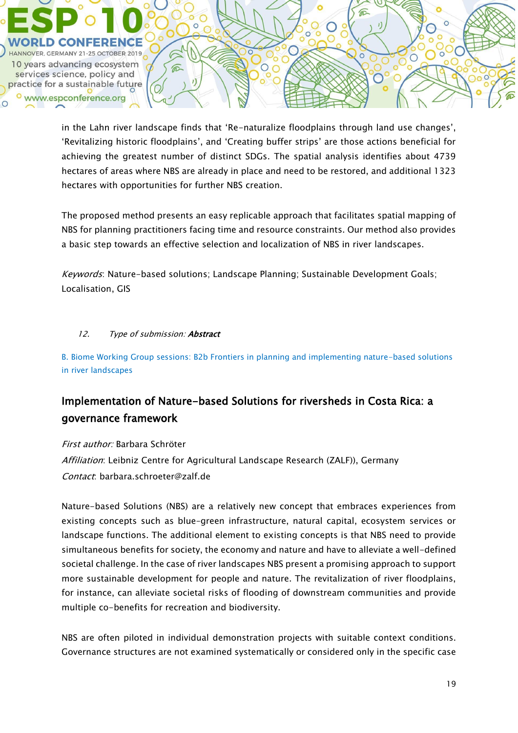in the Lahn river landscape finds that 'Re-naturalize floodplains through land use changes', 'Revitalizing historic floodplains', and 'Creating buffer strips' are those actions beneficial for achieving the greatest number of distinct SDGs. The spatial analysis identifies about 4739 hectares of areas where NBS are already in place and need to be restored, and additional 1323 hectares with opportunities for further NBS creation.

The proposed method presents an easy replicable approach that facilitates spatial mapping of NBS for planning practitioners facing time and resource constraints. Our method also provides a basic step towards an effective selection and localization of NBS in river landscapes.

*Keywords*: Nature-based solutions; Landscape Planning; Sustainable Development Goals; Localisation, GIS

12. *Type of submission:* ***Abstract***

B. Biome Working Group sessions: B2b Frontiers in planning and implementing nature-based solutions in river landscapes

## Implementation of Nature-based Solutions for riversheds in Costa Rica: a governance framework

*First author:* Barbara Schröter
*Affiliation*: Leibniz Centre for Agricultural Landscape Research (ZALF)), Germany
*Contact*: barbara.schroeter@zalf.de

Nature-based Solutions (NBS) are a relatively new concept that embraces experiences from existing concepts such as blue-green infrastructure, natural capital, ecosystem services or landscape functions. The additional element to existing concepts is that NBS need to provide simultaneous benefits for society, the economy and nature and have to alleviate a well-defined societal challenge. In the case of river landscapes NBS present a promising approach to support more sustainable development for people and nature. The revitalization of river floodplains, for instance, can alleviate societal risks of flooding of downstream communities and provide multiple co-benefits for recreation and biodiversity.

NBS are often piloted in individual demonstration projects with suitable context conditions. Governance structures are not examined systematically or considered only in the specific case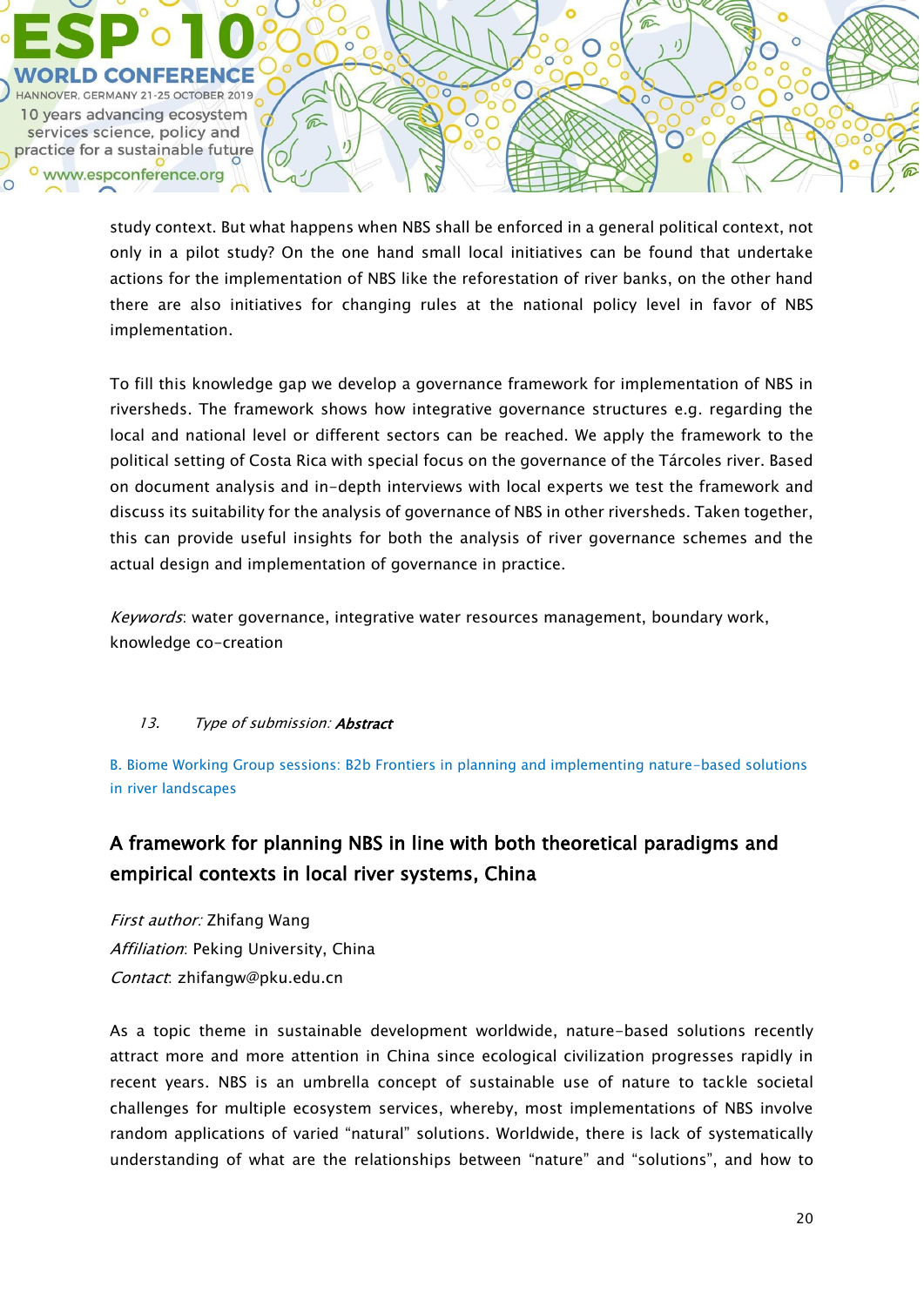study context. But what happens when NBS shall be enforced in a general political context, not only in a pilot study? On the one hand small local initiatives can be found that undertake actions for the implementation of NBS like the reforestation of river banks, on the other hand there are also initiatives for changing rules at the national policy level in favor of NBS implementation.

To fill this knowledge gap we develop a governance framework for implementation of NBS in riversheds. The framework shows how integrative governance structures e.g. regarding the local and national level or different sectors can be reached. We apply the framework to the political setting of Costa Rica with special focus on the governance of the Tárcoles river. Based on document analysis and in-depth interviews with local experts we test the framework and discuss its suitability for the analysis of governance of NBS in other riversheds. Taken together, this can provide useful insights for both the analysis of river governance schemes and the actual design and implementation of governance in practice.

*Keywords*: water governance, integrative water resources management, boundary work, knowledge co-creation

13. *Type of submission:* ***Abstract***

B. Biome Working Group sessions: B2b Frontiers in planning and implementing nature-based solutions in river landscapes

## A framework for planning NBS in line with both theoretical paradigms and empirical contexts in local river systems, China

*First author:* Zhifang Wang
*Affiliation*: Peking University, China
*Contact*: zhifangw@pku.edu.cn

As a topic theme in sustainable development worldwide, nature-based solutions recently attract more and more attention in China since ecological civilization progresses rapidly in recent years. NBS is an umbrella concept of sustainable use of nature to tackle societal challenges for multiple ecosystem services, whereby, most implementations of NBS involve random applications of varied “natural” solutions. Worldwide, there is lack of systematically understanding of what are the relationships between “nature” and “solutions”, and how to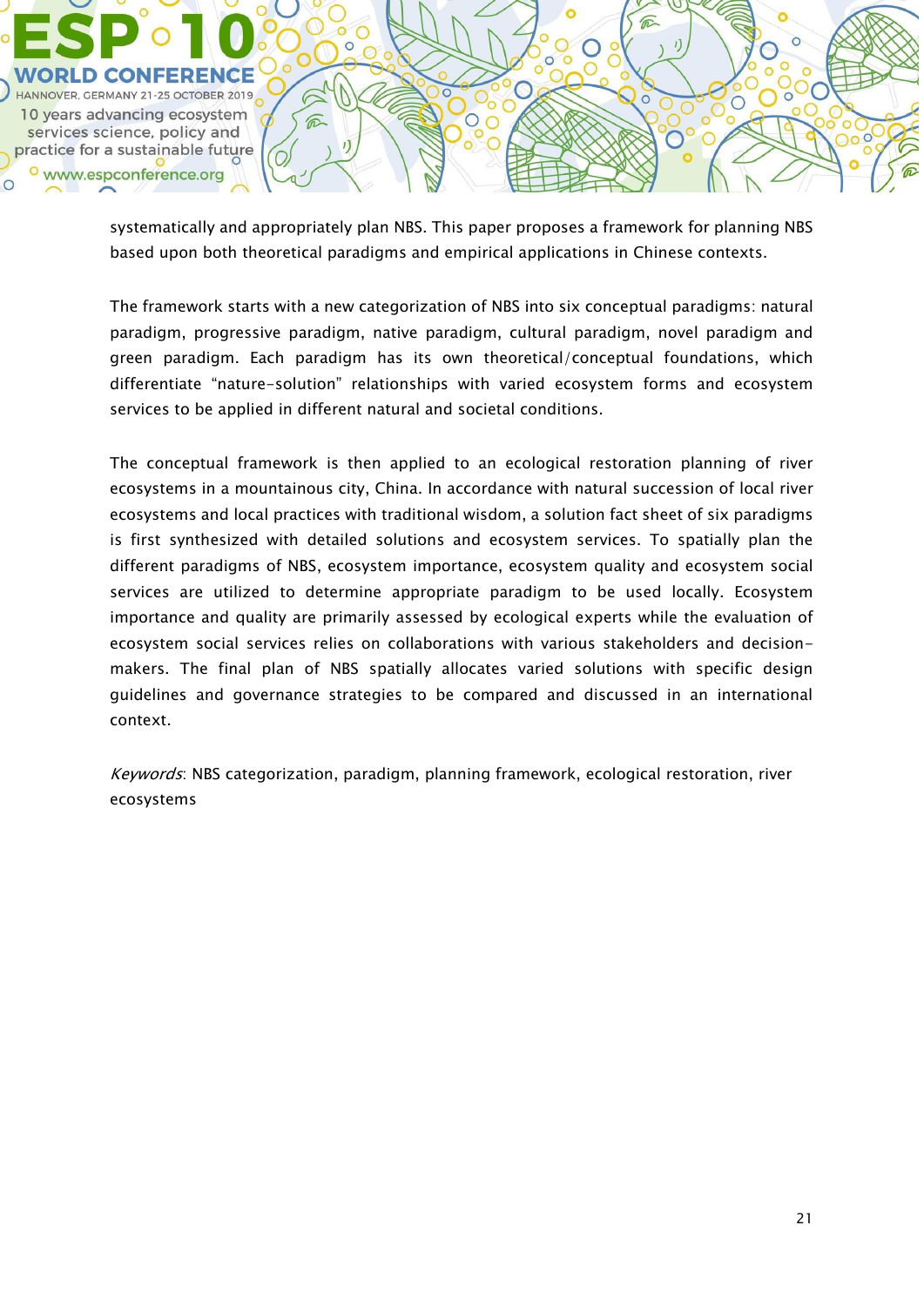systematically and appropriately plan NBS. This paper proposes a framework for planning NBS based upon both theoretical paradigms and empirical applications in Chinese contexts.

The framework starts with a new categorization of NBS into six conceptual paradigms: natural paradigm, progressive paradigm, native paradigm, cultural paradigm, novel paradigm and green paradigm. Each paradigm has its own theoretical/conceptual foundations, which differentiate "nature-solution" relationships with varied ecosystem forms and ecosystem services to be applied in different natural and societal conditions.

The conceptual framework is then applied to an ecological restoration planning of river ecosystems in a mountainous city, China. In accordance with natural succession of local river ecosystems and local practices with traditional wisdom, a solution fact sheet of six paradigms is first synthesized with detailed solutions and ecosystem services. To spatially plan the different paradigms of NBS, ecosystem importance, ecosystem quality and ecosystem social services are utilized to determine appropriate paradigm to be used locally. Ecosystem importance and quality are primarily assessed by ecological experts while the evaluation of ecosystem social services relies on collaborations with various stakeholders and decision-makers. The final plan of NBS spatially allocates varied solutions with specific design guidelines and governance strategies to be compared and discussed in an international context.

*Keywords*: NBS categorization, paradigm, planning framework, ecological restoration, river ecosystems